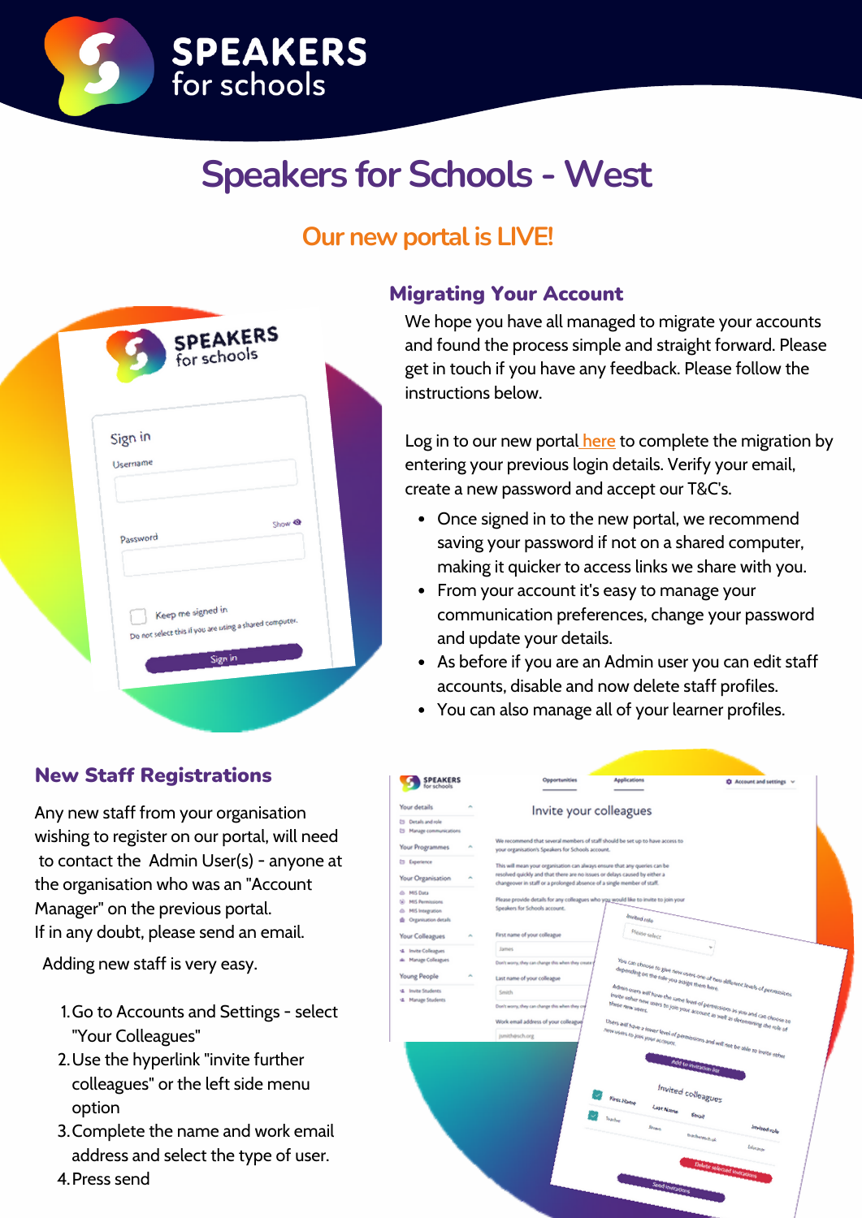# Speakers for Schools - West

## Our new portal is LIVE!

### Migrating Your Account

We hope you have all managed to migrate your accounts and found the process simple and straight forward. Please get in touch if you have any feedback. Please follow the instructions below.

Log in to our new portal here to complete the migration by entering your previous login details. Verify your email, create a new password and accept our T&C's.

- Once signed in to the new portal, we recommend saving your password if not on a shared computer, making it quicker to access links we share with you.
- From your account it's easy to manage your communication preferences, change your password and update your details.
- As before if you are an Admin user you can edit staff accounts, disable and now delete staff profiles.
- You can also manage all of your learner profiles.

### New Staff Registrations

Any new staff from your organisation wishing to register on our portal, will need to contact the Admin User(s) - anyone at the organisation who was an "Account Manager" on the previous portal.
If in any doubt, please send an email.

Adding new staff is very easy.

1. Go to Accounts and Settings - select "Your Colleagues"
2. Use the hyperlink "invite further colleagues" or the left side menu option
3. Complete the name and work email address and select the type of user.
4. Press send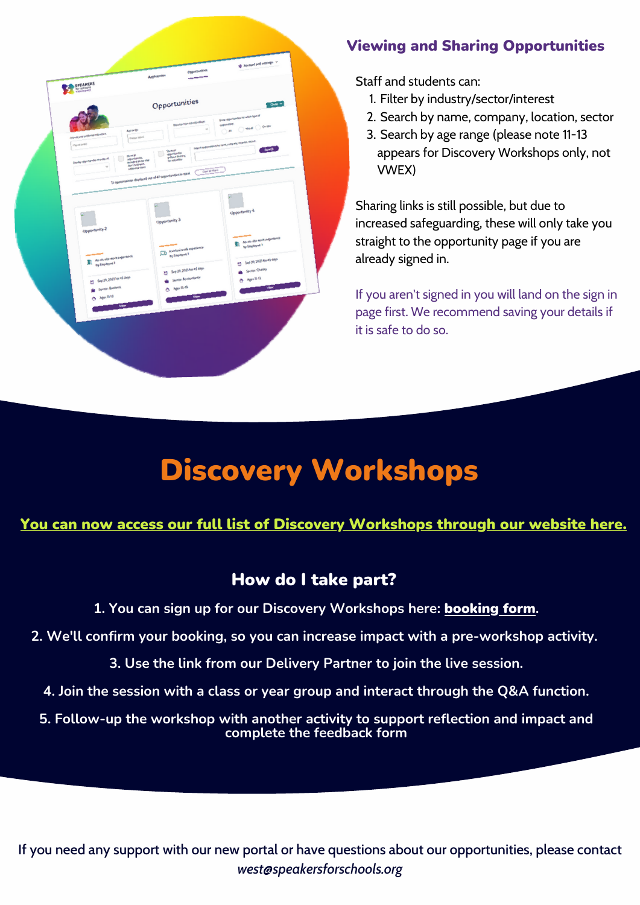## Viewing and Sharing Opportunities

Staff and students can:

1. Filter by industry/sector/interest
2. Search by name, company, location, sector
3. Search by age range (please note 11-13 appears for Discovery Workshops only, not VWEX)

Sharing links is still possible, but due to increased safeguarding, these will only take you straight to the opportunity page if you are already signed in.

If you aren't signed in you will land on the sign in page first. We recommend saving your details if it is safe to do so.

# Discovery Workshops

**You can now access our full list of Discovery Workshops through our website here.**

### How do I take part?

1. You can sign up for our Discovery Workshops here: **booking form**.
2. We'll confirm your booking, so you can increase impact with a pre-workshop activity.
3. Use the link from our Delivery Partner to join the live session.
4. Join the session with a class or year group and interact through the Q&A function.
5. Follow-up the workshop with another activity to support reflection and impact and complete the feedback form

If you need any support with our new portal or have questions about our opportunities, please contact *west@speakersforschools.org*